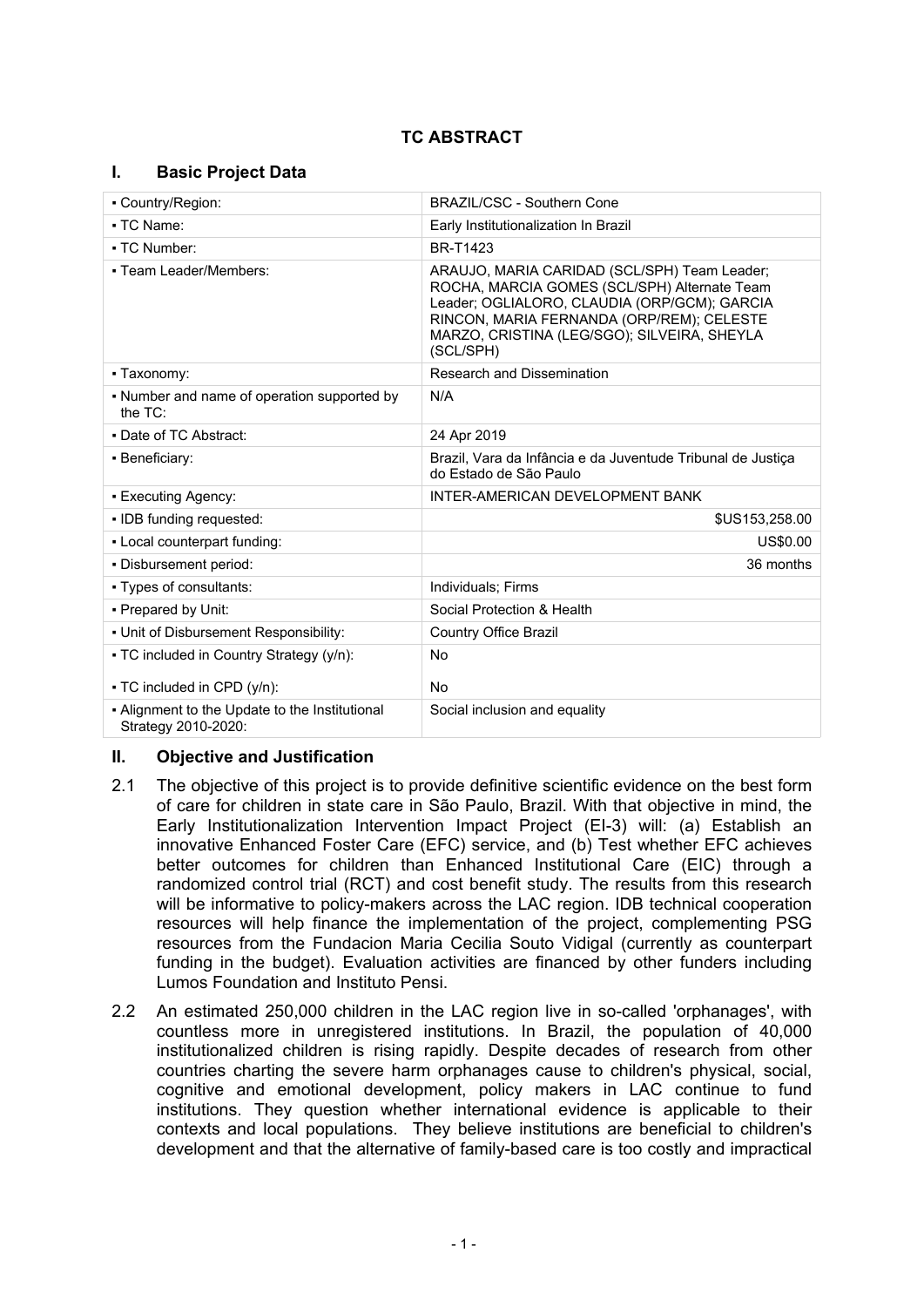# TC ABSTRACT

## I. Basic Project Data

| | |
|---|---|
| ▪ Country/Region: | BRAZIL/CSC - Southern Cone |
| ▪ TC Name: | Early Institutionalization In Brazil |
| ▪ TC Number: | BR-T1423 |
| ▪ Team Leader/Members: | ARAUJO, MARIA CARIDAD (SCL/SPH) Team Leader; ROCHA, MARCIA GOMES (SCL/SPH) Alternate Team Leader; OGLIALORO, CLAUDIA (ORP/GCM); GARCIA RINCON, MARIA FERNANDA (ORP/REM); CELESTE MARZO, CRISTINA (LEG/SGO); SILVEIRA, SHEYLA (SCL/SPH) |
| ▪ Taxonomy: | Research and Dissemination |
| ▪ Number and name of operation supported by the TC: | N/A |
| ▪ Date of TC Abstract: | 24 Apr 2019 |
| ▪ Beneficiary: | Brazil, Vara da Infância e da Juventude Tribunal de Justiça do Estado de São Paulo |
| ▪ Executing Agency: | INTER-AMERICAN DEVELOPMENT BANK |
| ▪ IDB funding requested: | $US153,258.00 |
| ▪ Local counterpart funding: | US$0.00 |
| ▪ Disbursement period: | 36 months |
| ▪ Types of consultants: | Individuals; Firms |
| ▪ Prepared by Unit: | Social Protection & Health |
| ▪ Unit of Disbursement Responsibility: | Country Office Brazil |
| ▪ TC included in Country Strategy (y/n): | No |
| ▪ TC included in CPD (y/n): | No |
| ▪ Alignment to the Update to the Institutional Strategy 2010-2020: | Social inclusion and equality |

## II. Objective and Justification

2.1 The objective of this project is to provide definitive scientific evidence on the best form of care for children in state care in São Paulo, Brazil. With that objective in mind, the Early Institutionalization Intervention Impact Project (EI-3) will: (a) Establish an innovative Enhanced Foster Care (EFC) service, and (b) Test whether EFC achieves better outcomes for children than Enhanced Institutional Care (EIC) through a randomized control trial (RCT) and cost benefit study. The results from this research will be informative to policy-makers across the LAC region. IDB technical cooperation resources will help finance the implementation of the project, complementing PSG resources from the Fundacion Maria Cecilia Souto Vidigal (currently as counterpart funding in the budget). Evaluation activities are financed by other funders including Lumos Foundation and Instituto Pensi.

2.2 An estimated 250,000 children in the LAC region live in so-called 'orphanages', with countless more in unregistered institutions. In Brazil, the population of 40,000 institutionalized children is rising rapidly. Despite decades of research from other countries charting the severe harm orphanages cause to children's physical, social, cognitive and emotional development, policy makers in LAC continue to fund institutions. They question whether international evidence is applicable to their contexts and local populations. They believe institutions are beneficial to children's development and that the alternative of family-based care is too costly and impractical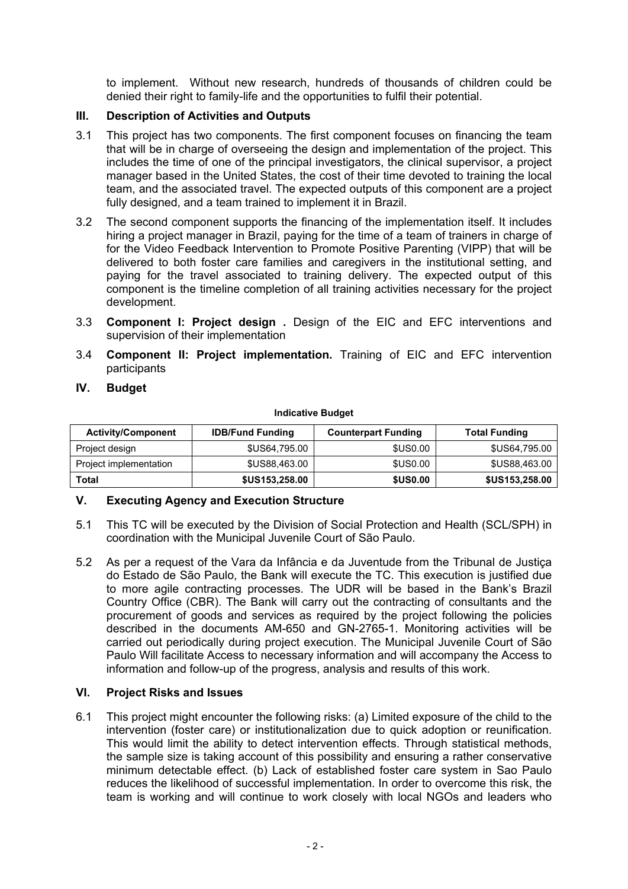to implement. Without new research, hundreds of thousands of children could be denied their right to family-life and the opportunities to fulfil their potential.

## III. Description of Activities and Outputs

3.1 This project has two components. The first component focuses on financing the team that will be in charge of overseeing the design and implementation of the project. This includes the time of one of the principal investigators, the clinical supervisor, a project manager based in the United States, the cost of their time devoted to training the local team, and the associated travel. The expected outputs of this component are a project fully designed, and a team trained to implement it in Brazil.

3.2 The second component supports the financing of the implementation itself. It includes hiring a project manager in Brazil, paying for the time of a team of trainers in charge of for the Video Feedback Intervention to Promote Positive Parenting (VIPP) that will be delivered to both foster care families and caregivers in the institutional setting, and paying for the travel associated to training delivery. The expected output of this component is the timeline completion of all training activities necessary for the project development.

3.3 **Component I: Project design .** Design of the EIC and EFC interventions and supervision of their implementation

3.4 **Component II: Project implementation.** Training of EIC and EFC intervention participants

## IV. Budget

**Indicative Budget**

| Activity/Component | IDB/Fund Funding | Counterpart Funding | Total Funding |
|---|---|---|---|
| Project design | $US64,795.00 | $US0.00 | $US64,795.00 |
| Project implementation | $US88,463.00 | $US0.00 | $US88,463.00 |
| **Total** | **$US153,258.00** | **$US0.00** | **$US153,258.00** |

## V. Executing Agency and Execution Structure

5.1 This TC will be executed by the Division of Social Protection and Health (SCL/SPH) in coordination with the Municipal Juvenile Court of São Paulo.

5.2 As per a request of the Vara da Infância e da Juventude from the Tribunal de Justiça do Estado de São Paulo, the Bank will execute the TC. This execution is justified due to more agile contracting processes. The UDR will be based in the Bank's Brazil Country Office (CBR). The Bank will carry out the contracting of consultants and the procurement of goods and services as required by the project following the policies described in the documents AM-650 and GN-2765-1. Monitoring activities will be carried out periodically during project execution. The Municipal Juvenile Court of São Paulo Will facilitate Access to necessary information and will accompany the Access to information and follow-up of the progress, analysis and results of this work.

## VI. Project Risks and Issues

6.1 This project might encounter the following risks: (a) Limited exposure of the child to the intervention (foster care) or institutionalization due to quick adoption or reunification. This would limit the ability to detect intervention effects. Through statistical methods, the sample size is taking account of this possibility and ensuring a rather conservative minimum detectable effect. (b) Lack of established foster care system in Sao Paulo reduces the likelihood of successful implementation. In order to overcome this risk, the team is working and will continue to work closely with local NGOs and leaders who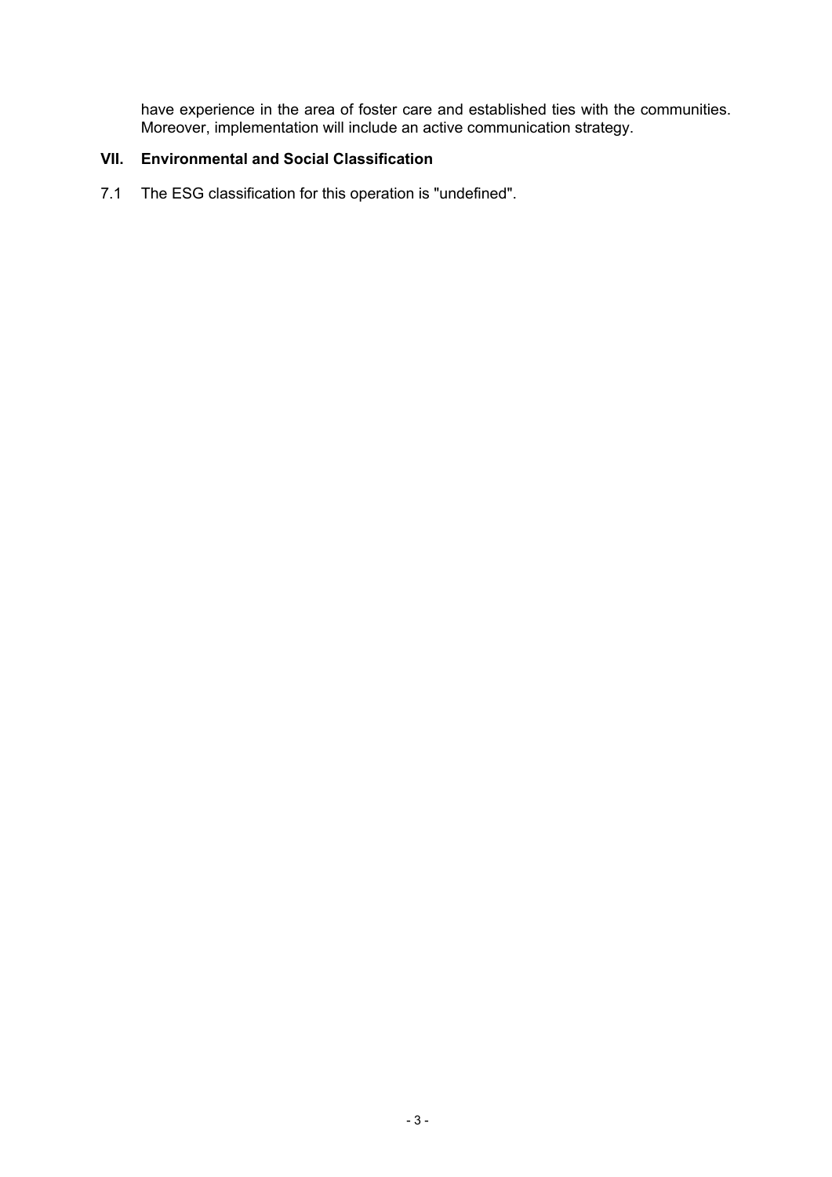have experience in the area of foster care and established ties with the communities. Moreover, implementation will include an active communication strategy.

## VII. Environmental and Social Classification

7.1 The ESG classification for this operation is "undefined".